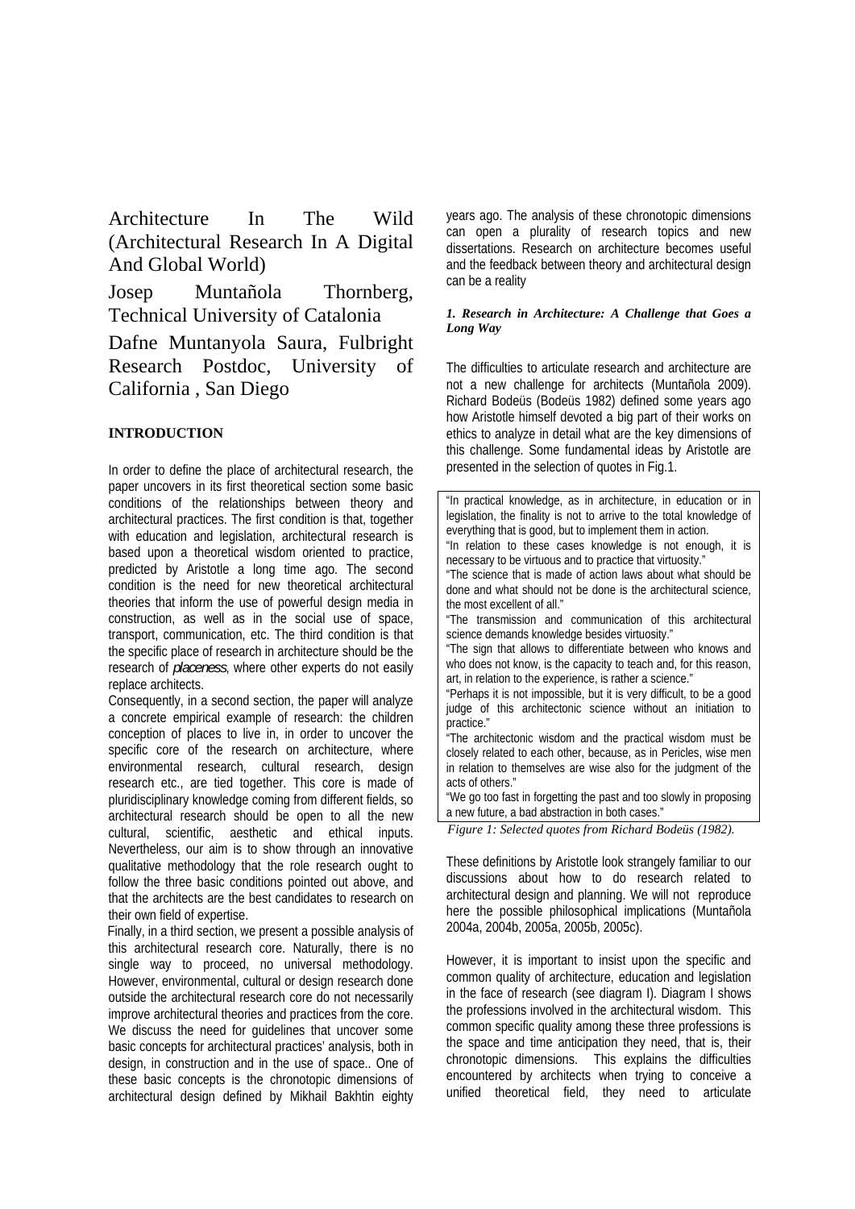# Architecture In The Wild (Architectural Research In A Digital And Global World)

Josep Muntañola Thornberg, Technical University of Catalonia

Dafne Muntanyola Saura, Fulbright Research Postdoc, University of California , San Diego

## INTRODUCTION

In order to define the place of architectural research, the paper uncovers in its first theoretical section some basic conditions of the relationships between theory and architectural practices. The first condition is that, together with education and legislation, architectural research is based upon a theoretical wisdom oriented to practice, predicted by Aristotle a long time ago. The second condition is the need for new theoretical architectural theories that inform the use of powerful design media in construction, as well as in the social use of space, transport, communication, etc. The third condition is that the specific place of research in architecture should be the research of *placeness*, where other experts do not easily replace architects.

Consequently, in a second section, the paper will analyze a concrete empirical example of research: the children conception of places to live in, in order to uncover the specific core of the research on architecture, where environmental research, cultural research, design research etc., are tied together. This core is made of pluridisciplinary knowledge coming from different fields, so architectural research should be open to all the new cultural, scientific, aesthetic and ethical inputs. Nevertheless, our aim is to show through an innovative qualitative methodology that the role research ought to follow the three basic conditions pointed out above, and that the architects are the best candidates to research on their own field of expertise.

Finally, in a third section, we present a possible analysis of this architectural research core. Naturally, there is no single way to proceed, no universal methodology. However, environmental, cultural or design research done outside the architectural research core do not necessarily improve architectural theories and practices from the core. We discuss the need for guidelines that uncover some basic concepts for architectural practices' analysis, both in design, in construction and in the use of space.. One of these basic concepts is the chronotopic dimensions of architectural design defined by Mikhail Bakhtin eighty years ago. The analysis of these chronotopic dimensions can open a plurality of research topics and new dissertations. Research on architecture becomes useful and the feedback between theory and architectural design can be a reality

### *1. Research in Architecture: A Challenge that Goes a Long Way*

The difficulties to articulate research and architecture are not a new challenge for architects (Muntañola 2009). Richard Bodeüs (Bodeüs 1982) defined some years ago how Aristotle himself devoted a big part of their works on ethics to analyze in detail what are the key dimensions of this challenge. Some fundamental ideas by Aristotle are presented in the selection of quotes in Fig.1.

> "In practical knowledge, as in architecture, in education or in legislation, the finality is not to arrive to the total knowledge of everything that is good, but to implement them in action.
>
> "In relation to these cases knowledge is not enough, it is necessary to be virtuous and to practice that virtuosity."
>
> "The science that is made of action laws about what should be done and what should not be done is the architectural science, the most excellent of all."
>
> "The transmission and communication of this architectural science demands knowledge besides virtuosity."
>
> "The sign that allows to differentiate between who knows and who does not know, is the capacity to teach and, for this reason, art, in relation to the experience, is rather a science."
>
> "Perhaps it is not impossible, but it is very difficult, to be a good judge of this architectonic science without an initiation to practice."
>
> "The architectonic wisdom and the practical wisdom must be closely related to each other, because, as in Pericles, wise men in relation to themselves are wise also for the judgment of the acts of others."
>
> "We go too fast in forgetting the past and too slowly in proposing a new future, a bad abstraction in both cases."

*Figure 1: Selected quotes from Richard Bodeüs (1982).*

These definitions by Aristotle look strangely familiar to our discussions about how to do research related to architectural design and planning. We will not reproduce here the possible philosophical implications (Muntañola 2004a, 2004b, 2005a, 2005b, 2005c).

However, it is important to insist upon the specific and common quality of architecture, education and legislation in the face of research (see diagram I). Diagram I shows the professions involved in the architectural wisdom. This common specific quality among these three professions is the space and time anticipation they need, that is, their chronotopic dimensions. This explains the difficulties encountered by architects when trying to conceive a unified theoretical field, they need to articulate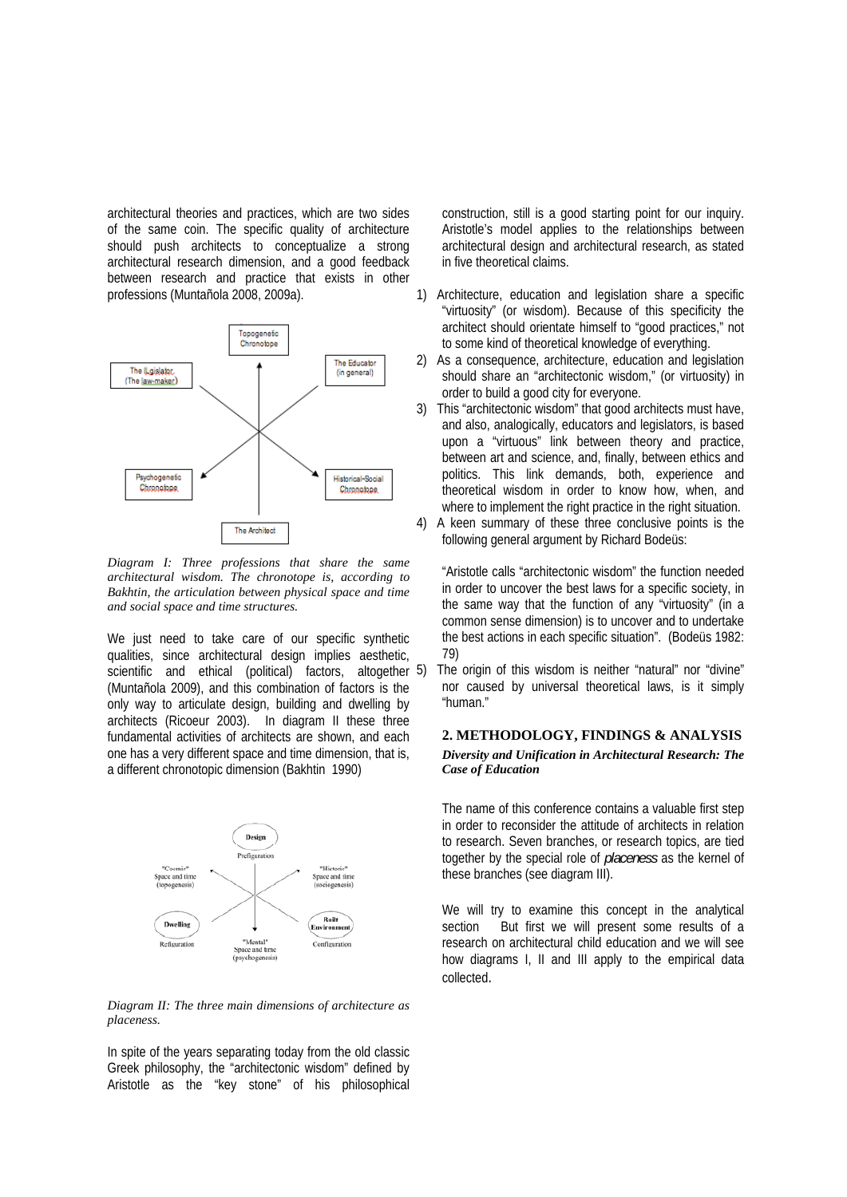architectural theories and practices, which are two sides of the same coin. The specific quality of architecture should push architects to conceptualize a strong architectural research dimension, and a good feedback between research and practice that exists in other professions (Muntañola 2008, 2009a).

*Diagram I: Three professions that share the same architectural wisdom. The chronotope is, according to Bakhtin, the articulation between physical space and time and social space and time structures.*

We just need to take care of our specific synthetic qualities, since architectural design implies aesthetic, scientific and ethical (political) factors, altogether (Muntañola 2009), and this combination of factors is the only way to articulate design, building and dwelling by architects (Ricoeur 2003). In diagram II these three fundamental activities of architects are shown, and each one has a very different space and time dimension, that is, a different chronotopic dimension (Bakhtin 1990)

*Diagram II: The three main dimensions of architecture as placeness.*

In spite of the years separating today from the old classic Greek philosophy, the "architectonic wisdom" defined by Aristotle as the "key stone" of his philosophical construction, still is a good starting point for our inquiry. Aristotle's model applies to the relationships between architectural design and architectural research, as stated in five theoretical claims.

1) Architecture, education and legislation share a specific "virtuosity" (or wisdom). Because of this specificity the architect should orientate himself to "good practices," not to some kind of theoretical knowledge of everything.
2) As a consequence, architecture, education and legislation should share an "architectonic wisdom," (or virtuosity) in order to build a good city for everyone.
3) This "architectonic wisdom" that good architects must have, and also, analogically, educators and legislators, is based upon a "virtuous" link between theory and practice, between art and science, and, finally, between ethics and politics. This link demands, both, experience and theoretical wisdom in order to know how, when, and where to implement the right practice in the right situation.
4) A keen summary of these three conclusive points is the following general argument by Richard Bodeüs:

   "Aristotle calls "architectonic wisdom" the function needed in order to uncover the best laws for a specific society, in the same way that the function of any "virtuosity" (in a common sense dimension) is to uncover and to undertake the best actions in each specific situation". (Bodeüs 1982: 79)
5) The origin of this wisdom is neither "natural" nor "divine" nor caused by universal theoretical laws, is it simply "human."

## 2. METHODOLOGY, FINDINGS & ANALYSIS

### *Diversity and Unification in Architectural Research: The Case of Education*

The name of this conference contains a valuable first step in order to reconsider the attitude of architects in relation to research. Seven branches, or research topics, are tied together by the special role of *placeness* as the kernel of these branches (see diagram III).

We will try to examine this concept in the analytical section But first we will present some results of a research on architectural child education and we will see how diagrams I, II and III apply to the empirical data collected.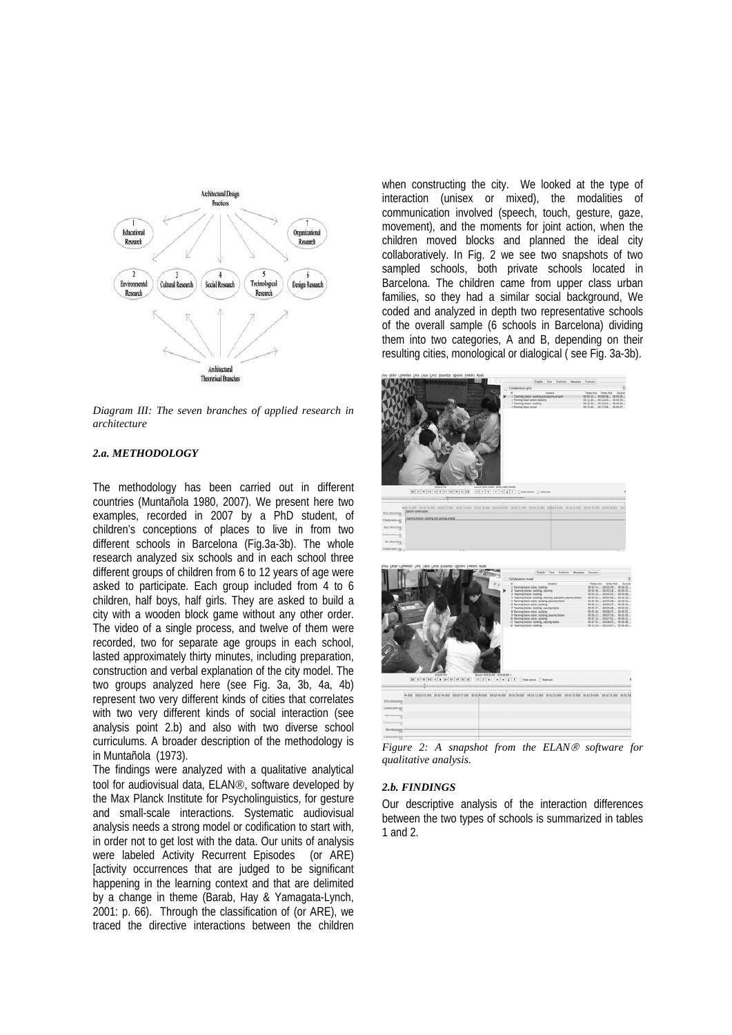*Diagram III: The seven branches of applied research in architecture*

### 2.a. METHODOLOGY

The methodology has been carried out in different countries (Muntañola 1980, 2007). We present here two examples, recorded in 2007 by a PhD student, of children's conceptions of places to live in from two different schools in Barcelona (Fig.3a-3b). The whole research analyzed six schools and in each school three different groups of children from 6 to 12 years of age were asked to participate. Each group included from 4 to 6 children, half boys, half girls. They are asked to build a city with a wooden block game without any other order. The video of a single process, and twelve of them were recorded, two for separate age groups in each school, lasted approximately thirty minutes, including preparation, construction and verbal explanation of the city model. The two groups analyzed here (see Fig. 3a, 3b, 4a, 4b) represent two very different kinds of cities that correlates with two very different kinds of social interaction (see analysis point 2.b) and also with two diverse school curriculums. A broader description of the methodology is in Muntañola (1973).

The findings were analyzed with a qualitative analytical tool for audiovisual data, ELAN®, software developed by the Max Planck Institute for Psycholinguistics, for gesture and small-scale interactions. Systematic audiovisual analysis needs a strong model or codification to start with, in order not to get lost with the data. Our units of analysis were labeled Activity Recurrent Episodes (or ARE) [activity occurrences that are judged to be significant happening in the learning context and that are delimited by a change in theme (Barab, Hay & Yamagata-Lynch, 2001: p. 66). Through the classification of (or ARE), we traced the directive interactions between the children when constructing the city. We looked at the type of interaction (unisex or mixed), the modalities of communication involved (speech, touch, gesture, gaze, movement), and the moments for joint action, when the children moved blocks and planned the ideal city collaboratively. In Fig. 2 we see two snapshots of two sampled schools, both private schools located in Barcelona. The children came from upper class urban families, so they had a similar social background, We coded and analyzed in depth two representative schools of the overall sample (6 schools in Barcelona) dividing them into two categories, A and B, depending on their resulting cities, monological or dialogical ( see Fig. 3a-3b).

*Figure 2: A snapshot from the ELAN® software for qualitative analysis.*

### 2.b. FINDINGS

Our descriptive analysis of the interaction differences between the two types of schools is summarized in tables 1 and 2.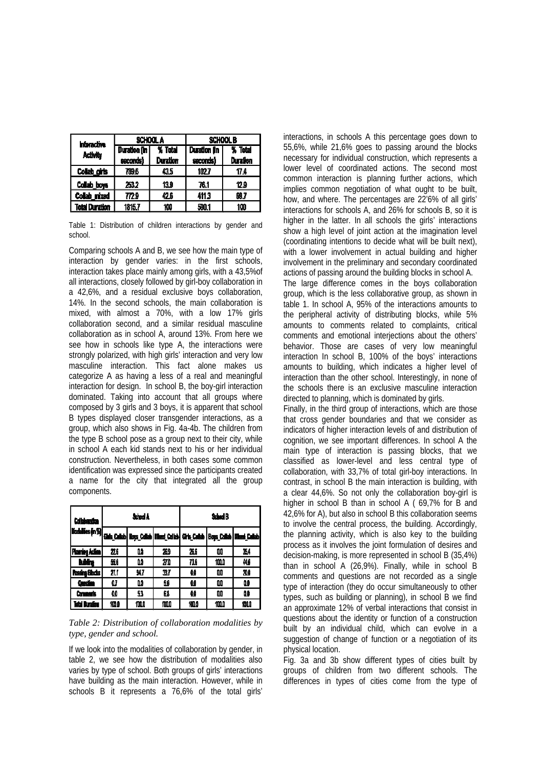| Interactive Activity | SCHOOL A | | SCHOOL B | |
|---|---|---|---|---|
| | Duration (in seconds) | % Total Duration | Duration (in seconds) | % Total Duration |
| Collab_girls | 789.6 | 43.5 | 102.7 | 17.4 |
| Collab_boys | 253.2 | 13.9 | 76.1 | 12.9 |
| Collab_mixed | 772.9 | 42.6 | 411.3 | 69.7 |
| Total Duration | 1815.7 | 100 | 590.1 | 100 |

Table 1: Distribution of children interactions by gender and school.

Comparing schools A and B, we see how the main type of interaction by gender varies: in the first schools, interaction takes place mainly among girls, with a 43,5%of all interactions, closely followed by girl-boy collaboration in a 42,6%, and a residual exclusive boys collaboration, 14%. In the second schools, the main collaboration is mixed, with almost a 70%, with a low 17% girls collaboration second, and a similar residual masculine collaboration as in school A, around 13%. From here we see how in schools like type A, the interactions were strongly polarized, with high girls' interaction and very low masculine interaction. This fact alone makes us categorize A as having a less of a real and meaningful interaction for design. In school B, the boy-girl interaction dominated. Taking into account that all groups where composed by 3 girls and 3 boys, it is apparent that school B types displayed closer transgender interactions, as a group, which also shows in Fig. 4a-4b. The children from the type B school pose as a group next to their city, while in school A each kid stands next to his or her individual construction. Nevertheless, in both cases some common identification was expressed since the participants created a name for the city that integrated all the group components.

| Collaboration Modalities (in %) | School A | | | School B | | |
|---|---|---|---|---|---|---|
| | Girls_Collab | Boys_Collab | Mixed_Collab | Girls_Collab | Boys_Collab | Mixed_Collab |
| Planning Action | 22.6 | 0.0 | 26.9 | 26.6 | 0.0 | 35.4 |
| Building | 55.6 | 0.0 | 27.0 | 73.6 | 100.0 | 44.6 |
| Passing Blocks | 21.1 | 94.7 | 33.7 | 0.0 | 0.0 | 20.0 |
| Question | 0.7 | 0.0 | 5.6 | 0.0 | 0.0 | 0.0 |
| Comments | 0.0 | 5.3 | 6.8 | 0.0 | 0.0 | 0.0 |
| Total Duration | 100.0 | 100.0 | 100.0 | 100.0 | 100.0 | 100.0 |

*Table 2: Distribution of collaboration modalities by type, gender and school.*

If we look into the modalities of collaboration by gender, in table 2, we see how the distribution of modalities also varies by type of school. Both groups of girls' interactions have building as the main interaction. However, while in schools B it represents a 76,6% of the total girls' interactions, in schools A this percentage goes down to 55,6%, while 21,6% goes to passing around the blocks necessary for individual construction, which represents a lower level of coordinated actions. The second most common interaction is planning further actions, which implies common negotiation of what ought to be built, how, and where. The percentages are 22'6% of all girls' interactions for schools A, and 26% for schools B, so it is higher in the latter. In all schools the girls' interactions show a high level of joint action at the imagination level (coordinating intentions to decide what will be built next), with a lower involvement in actual building and higher involvement in the preliminary and secondary coordinated actions of passing around the building blocks in school A.

The large difference comes in the boys collaboration group, which is the less collaborative group, as shown in table 1. In school A, 95% of the interactions amounts to the peripheral activity of distributing blocks, while 5% amounts to comments related to complaints, critical comments and emotional interjections about the others' behavior. Those are cases of very low meaningful interaction In school B, 100% of the boys' interactions amounts to building, which indicates a higher level of interaction than the other school. Interestingly, in none of the schools there is an exclusive masculine interaction directed to planning, which is dominated by girls.

Finally, in the third group of interactions, which are those that cross gender boundaries and that we consider as indicators of higher interaction levels of and distribution of cognition, we see important differences. In school A the main type of interaction is passing blocks, that we classified as lower-level and less central type of collaboration, with 33,7% of total girl-boy interactions. In contrast, in school B the main interaction is building, with a clear 44,6%. So not only the collaboration boy-girl is higher in school B than in school A ( 69,7% for B and 42,6% for A), but also in school B this collaboration seems to involve the central process, the building. Accordingly, the planning activity, which is also key to the building process as it involves the joint formulation of desires and decision-making, is more represented in school B (35,4%) than in school A (26,9%). Finally, while in school B comments and questions are not recorded as a single type of interaction (they do occur simultaneously to other types, such as building or planning), in school B we find an approximate 12% of verbal interactions that consist in questions about the identity or function of a construction built by an individual child, which can evolve in a suggestion of change of function or a negotiation of its physical location.

Fig. 3a and 3b show different types of cities built by groups of children from two different schools. The differences in types of cities come from the type of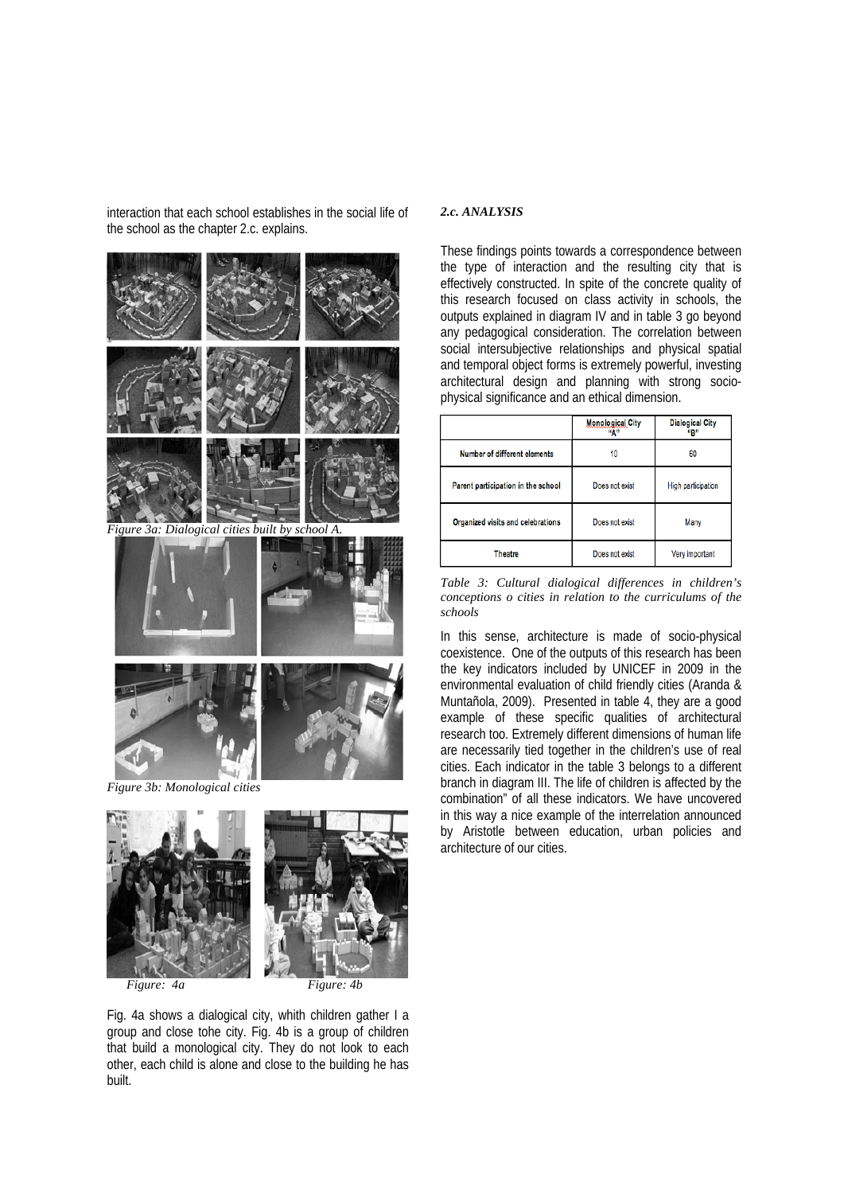interaction that each school establishes in the social life of the school as the chapter 2.c. explains.

*Figure 3a: Dialogical cities built by school A.*

*Figure 3b: Monological cities*

*Figure: 4a*

*Figure: 4b*

Fig. 4a shows a dialogical city, whith children gather I a group and close tohe city. Fig. 4b is a group of children that build a monological city. They do not look to each other, each child is alone and close to the building he has built.

### *2.c. ANALYSIS*

These findings points towards a correspondence between the type of interaction and the resulting city that is effectively constructed. In spite of the concrete quality of this research focused on class activity in schools, the outputs explained in diagram IV and in table 3 go beyond any pedagogical consideration. The correlation between social intersubjective relationships and physical spatial and temporal object forms is extremely powerful, investing architectural design and planning with strong socio-physical significance and an ethical dimension.

| | Monological City "A" | Dialogical City "B" |
|---|---|---|
| Number of different elements | 10 | 60 |
| Parent participation in the school | Does not exist | High participation |
| Organized visits and celebrations | Does not exist | Many |
| Theatre | Does not exist | Very important |

*Table 3: Cultural dialogical differences in children's conceptions o cities in relation to the curriculums of the schools*

In this sense, architecture is made of socio-physical coexistence. One of the outputs of this research has been the key indicators included by UNICEF in 2009 in the environmental evaluation of child friendly cities (Aranda & Muntañola, 2009). Presented in table 4, they are a good example of these specific qualities of architectural research too. Extremely different dimensions of human life are necessarily tied together in the children's use of real cities. Each indicator in the table 3 belongs to a different branch in diagram III. The life of children is affected by the combination" of all these indicators. We have uncovered in this way a nice example of the interrelation announced by Aristotle between education, urban policies and architecture of our cities.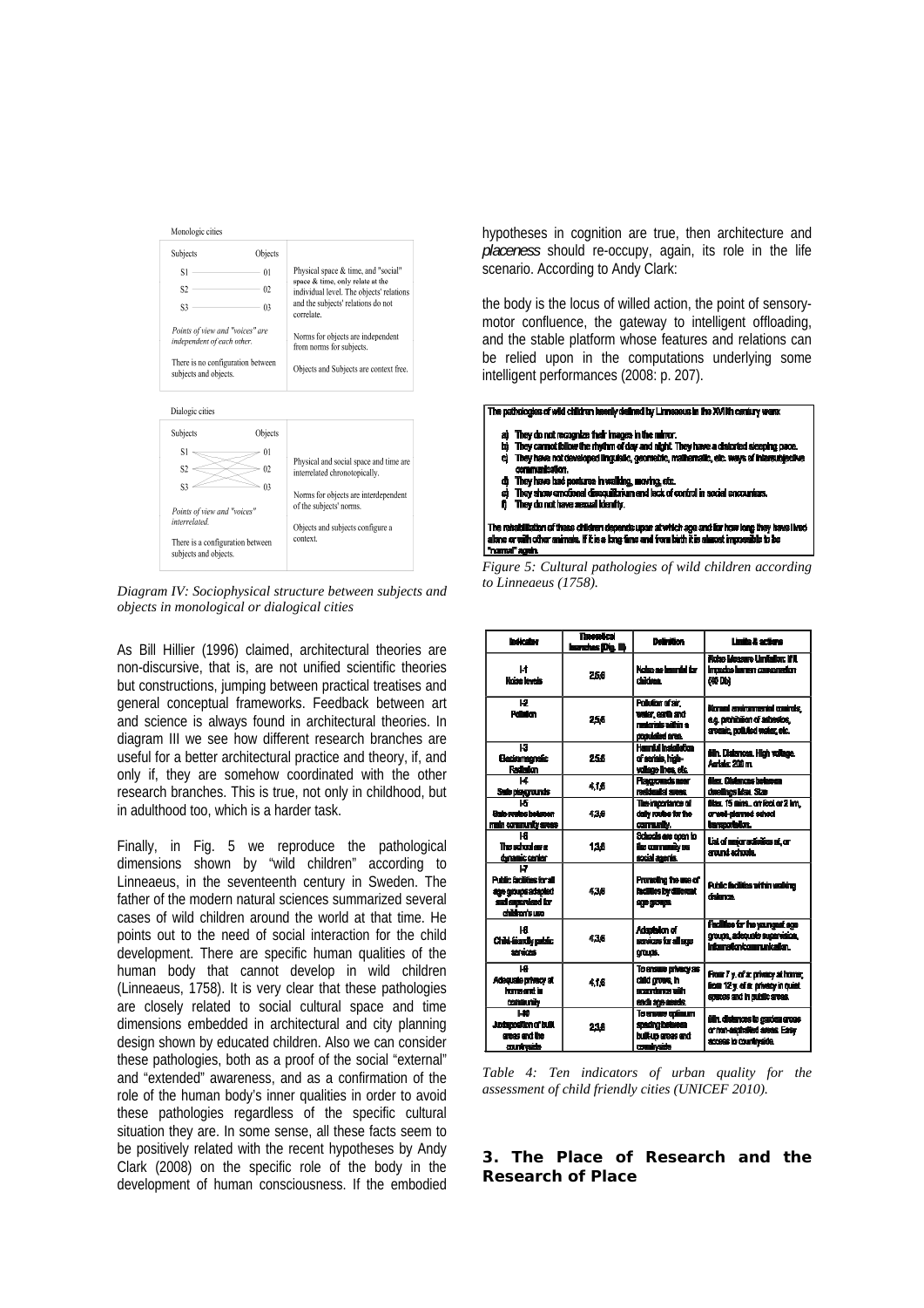Monologic cities

| Subjects | Objects | |
|---|---|---|
| S1 | 01 | Physical space & time, and "social" space & time, only relate at the individual level. The objects' relations and the subjects' relations do not correlate. |
| S2 | 02 | |
| S3 | 03 | |
| *Points of view and "voices" are independent of each other.* | | Norms for objects are independent from norms for subjects. |
| There is no configuration between subjects and objects. | | Objects and Subjects are context free. |

Dialogic cities

| Subjects | Objects | |
|---|---|---|
| S1 | 01 | Physical and social space and time are interrelated chronotopically. |
| S2 | 02 | |
| S3 | 03 | Norms for objects are interdependent of the subjects' norms. |
| *Points of view and "voices" interrelated.* | | Objects and subjects configure a context. |
| There is a configuration between subjects and objects. | | |

*Diagram IV: Sociophysical structure between subjects and objects in monological or dialogical cities*

As Bill Hillier (1996) claimed, architectural theories are non-discursive, that is, are not unified scientific theories but constructions, jumping between practical treatises and general conceptual frameworks. Feedback between art and science is always found in architectural theories. In diagram III we see how different research branches are useful for a better architectural practice and theory, if, and only if, they are somehow coordinated with the other research branches. This is true, not only in childhood, but in adulthood too, which is a harder task.

Finally, in Fig. 5 we reproduce the pathological dimensions shown by "wild children" according to Linneaeus, in the seventeenth century in Sweden. The father of the modern natural sciences summarized several cases of wild children around the world at that time. He points out to the need of social interaction for the child development. There are specific human qualities of the human body that cannot develop in wild children (Linneaeus, 1758). It is very clear that these pathologies are closely related to social cultural space and time dimensions embedded in architectural and city planning design shown by educated children. Also we can consider these pathologies, both as a proof of the social "external" and "extended" awareness, and as a confirmation of the role of the human body's inner qualities in order to avoid these pathologies regardless of the specific cultural situation they are. In some sense, all these facts seem to be positively related with the recent hypotheses by Andy Clark (2008) on the specific role of the body in the development of human consciousness. If the embodied hypotheses in cognition are true, then architecture and *placeness* should re-occupy, again, its role in the life scenario. According to Andy Clark:

the body is the locus of willed action, the point of sensory-motor confluence, the gateway to intelligent offloading, and the stable platform whose features and relations can be relied upon in the computations underlying some intelligent performances (2008: p. 207).

**The pathologies of wild children keenly defined by Linneaeus in the XVIIth century were:**

- a) They do not recognize their images in the mirror.
- b) They cannot follow the rhythm of day and night. They have a distorted sleeping pace.
- c) They have not developed linguistic, geometric, mathematic, etc. ways of intersubjective communication.
- d) They have bad postures in walking, moving, etc.
- e) They show emotional disequilibrium and lack of control in social encounters.
- f) They do not have sexual identity.

The rehabilitation of these children depends upon at which age and for how long they have lived alone or with other animals. If it is a long time and from birth it is almost impossible to be "normal" again.

*Figure 5: Cultural pathologies of wild children according to Linneaeus (1758).*

| Indicator | Theoretical branches (Dig. III) | Definition | Limits & actions |
|---|---|---|---|
| I-1 Noise levels | 2,5,6 | Noise as harmful for children. | Noise Measure Limitation: Will impede human conversation (40 Db) |
| I-2 Pollution | 2,5,6 | Pollution of air, water, earth and materials within a populated area. | Normal environmental controls, e.g. prohibition of asbestos, arsenic, polluted water, etc. |
| I-3 Electromagnetic Radiation | 2,5,6 | Harmful installation of aerials, high-voltage lines, etc. | Min. Distances. High voltage. Aerials: 200 m. |
| I-4 Safe playgrounds | 4,1,6 | Playgrounds near residential areas | Max. Distances between dwellings Max. Size |
| I-5 Safe routes between main community areas | 4,3,6 | The importance of daily routes for the community. | Max. 15 mins.. on foot or 2 km, or well-planned school transportation. |
| I-6 The school as a dynamic center | 1,3,6 | Schools are open to the community as social agents. | List of major activities at, or around schools. |
| I-7 Public facilities for all age groups adapted and organized for children's use | 4,3,6 | Promoting the use of facilities by different age groups | Public facilities within walking distance. |
| I-8 Child-friendly public services | 4,3,6 | Adaptation of services for all age groups. | Facilities for the youngest age groups, adequate supervision, information/communication. |
| I-9 Adequate privacy at home and in community | 4,1,6 | To ensure privacy as child grows, in accordance with each age needs. | From 7 y. of a: privacy at home; from 12 y. of a: privacy in quiet spaces and in public areas. |
| I-10 Juxtaposition of built areas and the countryside | 2,3,6 | To ensure optimum spacing between built-up areas and countryside | Min. distances to garden areas or non-asphalted areas. Easy access to countryside. |

*Table 4: Ten indicators of urban quality for the assessment of child friendly cities (UNICEF 2010).*

## 3. The Place of Research and the Research of Place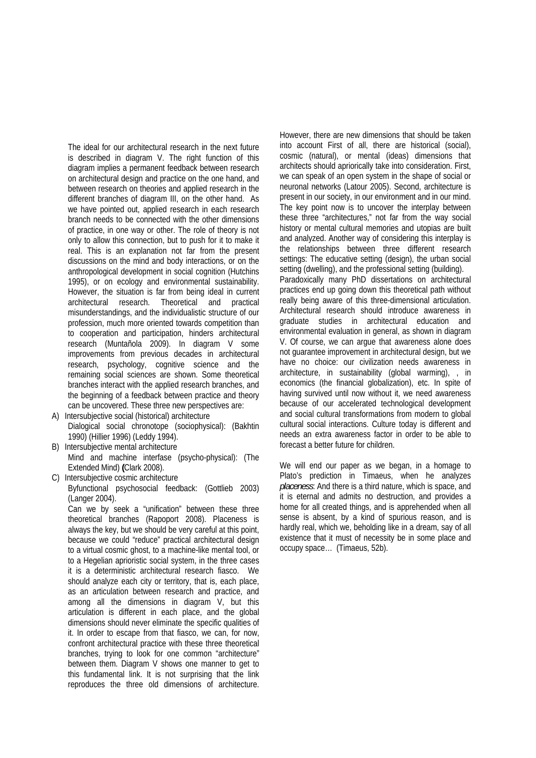The ideal for our architectural research in the next future is described in diagram V. The right function of this diagram implies a permanent feedback between research on architectural design and practice on the one hand, and between research on theories and applied research in the different branches of diagram III, on the other hand. As we have pointed out, applied research in each research branch needs to be connected with the other dimensions of practice, in one way or other. The role of theory is not only to allow this connection, but to push for it to make it real. This is an explanation not far from the present discussions on the mind and body interactions, or on the anthropological development in social cognition (Hutchins 1995), or on ecology and environmental sustainability. However, the situation is far from being ideal in current architectural research. Theoretical and practical misunderstandings, and the individualistic structure of our profession, much more oriented towards competition than to cooperation and participation, hinders architectural research (Muntañola 2009). In diagram V some improvements from previous decades in architectural research, psychology, cognitive science and the remaining social sciences are shown. Some theoretical branches interact with the applied research branches, and the beginning of a feedback between practice and theory can be uncovered. These three new perspectives are:

A) Intersubjective social (historical) architecture
   Dialogical social chronotope (sociophysical): (Bakhtin 1990) (Hillier 1996) (Leddy 1994).
B) Intersubjective mental architecture
   Mind and machine interfase (psycho-physical): (The Extended Mind) **(**Clark 2008).
C) Intersubjective cosmic architecture
   Byfunctional psychosocial feedback: (Gottlieb 2003) (Langer 2004).

   Can we by seek a "unification" between these three theoretical branches (Rapoport 2008). Placeness is always the key, but we should be very careful at this point, because we could "reduce" practical architectural design to a virtual cosmic ghost, to a machine-like mental tool, or to a Hegelian aprioristic social system, in the three cases it is a deterministic architectural research fiasco. We should analyze each city or territory, that is, each place, as an articulation between research and practice, and among all the dimensions in diagram V, but this articulation is different in each place, and the global dimensions should never eliminate the specific qualities of it. In order to escape from that fiasco, we can, for now, confront architectural practice with these three theoretical branches, trying to look for one common "architecture" between them. Diagram V shows one manner to get to this fundamental link. It is not surprising that the link reproduces the three old dimensions of architecture.

However, there are new dimensions that should be taken into account First of all, there are historical (social), cosmic (natural), or mental (ideas) dimensions that architects should apriorically take into consideration. First, we can speak of an open system in the shape of social or neuronal networks (Latour 2005). Second, architecture is present in our society, in our environment and in our mind. The key point now is to uncover the interplay between these three "architectures," not far from the way social history or mental cultural memories and utopias are built and analyzed. Another way of considering this interplay is the relationships between three different research settings: The educative setting (design), the urban social setting (dwelling), and the professional setting (building).

Paradoxically many PhD dissertations on architectural practices end up going down this theoretical path without really being aware of this three-dimensional articulation. Architectural research should introduce awareness in graduate studies in architectural education and environmental evaluation in general, as shown in diagram V. Of course, we can argue that awareness alone does not guarantee improvement in architectural design, but we have no choice: our civilization needs awareness in architecture, in sustainability (global warming), , in economics (the financial globalization), etc. In spite of having survived until now without it, we need awareness because of our accelerated technological development and social cultural transformations from modern to global cultural social interactions. Culture today is different and needs an extra awareness factor in order to be able to forecast a better future for children.

We will end our paper as we began, in a homage to Plato's prediction in Timaeus, when he analyzes *placeness*: And there is a third nature, which is space, and it is eternal and admits no destruction, and provides a home for all created things, and is apprehended when all sense is absent, by a kind of spurious reason, and is hardly real, which we, beholding like in a dream, say of all existence that it must of necessity be in some place and occupy space… (Timaeus, 52b).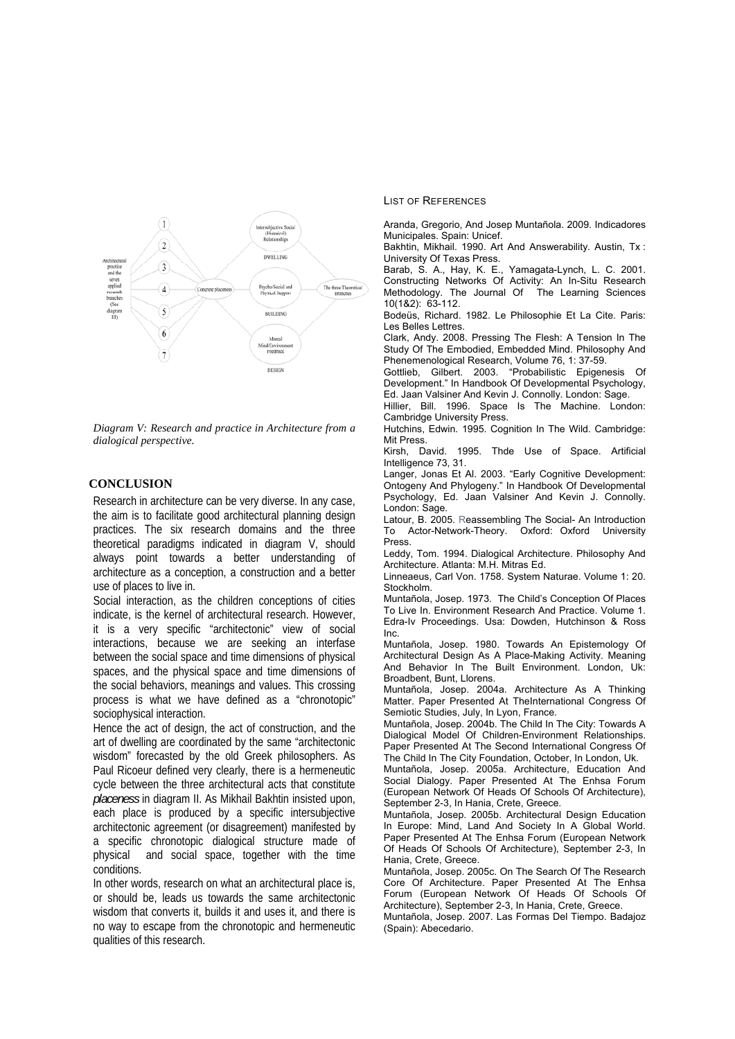Diagram V: The diagram links "Architectural practice and the seven applied research branches (See diagram III)" (items 1–7) to "Concrete placeness", which connects to "Intersubjective Social (Historical) Relationships" (DWELLING), "Psycho/Social and Physical Support" (BUILDING), and "Mental Mind/Environment Feedback" (DESIGN), all leading to "The three Theoretical branches".

*Diagram V: Research and practice in Architecture from a dialogical perspective.*

## CONCLUSION

Research in architecture can be very diverse. In any case, the aim is to facilitate good architectural planning design practices. The six research domains and the three theoretical paradigms indicated in diagram V, should always point towards a better understanding of architecture as a conception, a construction and a better use of places to live in.

Social interaction, as the children conceptions of cities indicate, is the kernel of architectural research. However, it is a very specific "architectonic" view of social interactions, because we are seeking an interfase between the social space and time dimensions of physical spaces, and the physical space and time dimensions of the social behaviors, meanings and values. This crossing process is what we have defined as a "chronotopic" sociophysical interaction.

Hence the act of design, the act of construction, and the art of dwelling are coordinated by the same "architectonic wisdom" forecasted by the old Greek philosophers. As Paul Ricoeur defined very clearly, there is a hermeneutic cycle between the three architectural acts that constitute *placeness* in diagram II. As Mikhail Bakhtin insisted upon, each place is produced by a specific intersubjective architectonic agreement (or disagreement) manifested by a specific chronotopic dialogical structure made of physical and social space, together with the time conditions.

In other words, research on what an architectural place is, or should be, leads us towards the same architectonic wisdom that converts it, builds it and uses it, and there is no way to escape from the chronotopic and hermeneutic qualities of this research.

## LIST OF REFERENCES

Aranda, Gregorio, And Josep Muntañola. 2009. Indicadores Municipales. Spain: Unicef.

Bakhtin, Mikhail. 1990. Art And Answerability. Austin, Tx : University Of Texas Press.

Barab, S. A., Hay, K. E., Yamagata-Lynch, L. C. 2001. Constructing Networks Of Activity: An In-Situ Research Methodology. The Journal Of The Learning Sciences 10(1&2): 63-112.

Bodeüs, Richard. 1982. Le Philosophie Et La Cite. Paris: Les Belles Lettres.

Clark, Andy. 2008. Pressing The Flesh: A Tension In The Study Of The Embodied, Embedded Mind. Philosophy And Phenemenological Research, Volume 76, 1: 37-59.

Gottlieb, Gilbert. 2003. "Probabilistic Epigenesis Of Development." In Handbook Of Developmental Psychology, Ed. Jaan Valsiner And Kevin J. Connolly. London: Sage.

Hillier, Bill. 1996. Space Is The Machine. London: Cambridge University Press.

Hutchins, Edwin. 1995. Cognition In The Wild. Cambridge: Mit Press.

Kirsh, David. 1995. Thde Use of Space. Artificial Intelligence 73, 31.

Langer, Jonas Et Al. 2003. "Early Cognitive Development: Ontogeny And Phylogeny." In Handbook Of Developmental Psychology, Ed. Jaan Valsiner And Kevin J. Connolly. London: Sage.

Latour, B. 2005. Reassembling The Social- An Introduction To Actor-Network-Theory. Oxford: Oxford University Press.

Leddy, Tom. 1994. Dialogical Architecture. Philosophy And Architecture. Atlanta: M.H. Mitras Ed.

Linneaeus, Carl Von. 1758. System Naturae. Volume 1: 20. Stockholm.

Muntañola, Josep. 1973. The Child's Conception Of Places To Live In. Environment Research And Practice. Volume 1. Edra-Iv Proceedings. Usa: Dowden, Hutchinson & Ross Inc.

Muntañola, Josep. 1980. Towards An Epistemology Of Architectural Design As A Place-Making Activity. Meaning And Behavior In The Built Environment. London, Uk: Broadbent, Bunt, Llorens.

Muntañola, Josep. 2004a. Architecture As A Thinking Matter. Paper Presented At TheInternational Congress Of Semiotic Studies, July, In Lyon, France.

Muntañola, Josep. 2004b. The Child In The City: Towards A Dialogical Model Of Children-Environment Relationships. Paper Presented At The Second International Congress Of The Child In The City Foundation, October, In London, Uk.

Muntañola, Josep. 2005a. Architecture, Education And Social Dialogy. Paper Presented At The Enhsa Forum (European Network Of Heads Of Schools Of Architecture), September 2-3, In Hania, Crete, Greece.

Muntañola, Josep. 2005b. Architectural Design Education In Europe: Mind, Land And Society In A Global World. Paper Presented At The Enhsa Forum (European Network Of Heads Of Schools Of Architecture), September 2-3, In Hania, Crete, Greece.

Muntañola, Josep. 2005c. On The Search Of The Research Core Of Architecture. Paper Presented At The Enhsa Forum (European Network Of Heads Of Schools Of Architecture), September 2-3, In Hania, Crete, Greece.

Muntañola, Josep. 2007. Las Formas Del Tiempo. Badajoz (Spain): Abecedario.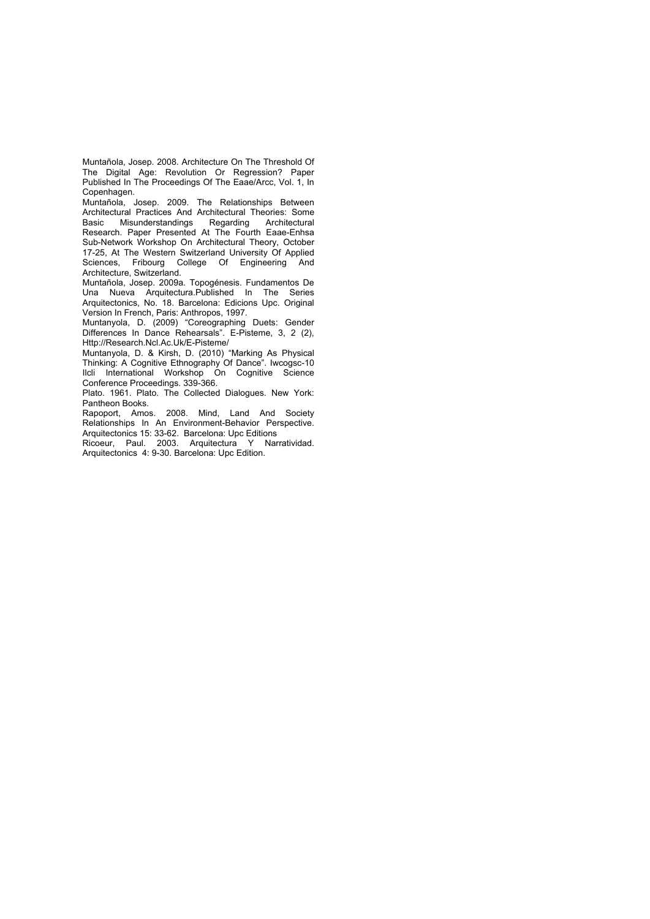Muntañola, Josep. 2008. Architecture On The Threshold Of The Digital Age: Revolution Or Regression? Paper Published In The Proceedings Of The Eaae/Arcc, Vol. 1, In Copenhagen.

Muntañola, Josep. 2009. The Relationships Between Architectural Practices And Architectural Theories: Some Basic Misunderstandings Regarding Architectural Research. Paper Presented At The Fourth Eaae-Enhsa Sub-Network Workshop On Architectural Theory, October 17-25, At The Western Switzerland University Of Applied Sciences, Fribourg College Of Engineering And Architecture, Switzerland.

Muntañola, Josep. 2009a. Topogénesis. Fundamentos De Una Nueva Arquitectura.Published In The Series Arquitectonics, No. 18. Barcelona: Edicions Upc. Original Version In French, Paris: Anthropos, 1997.

Muntanyola, D. (2009) "Coreographing Duets: Gender Differences In Dance Rehearsals". E-Pisteme, 3, 2 (2), Http://Research.Ncl.Ac.Uk/E-Pisteme/

Muntanyola, D. & Kirsh, D. (2010) "Marking As Physical Thinking: A Cognitive Ethnography Of Dance". Iwcogsc-10 Ilcli International Workshop On Cognitive Science Conference Proceedings. 339-366.

Plato. 1961. Plato. The Collected Dialogues. New York: Pantheon Books.

Rapoport, Amos. 2008. Mind, Land And Society Relationships In An Environment-Behavior Perspective. Arquitectonics 15: 33-62. Barcelona: Upc Editions

Ricoeur, Paul. 2003. Arquitectura Y Narratividad. Arquitectonics 4: 9-30. Barcelona: Upc Edition.